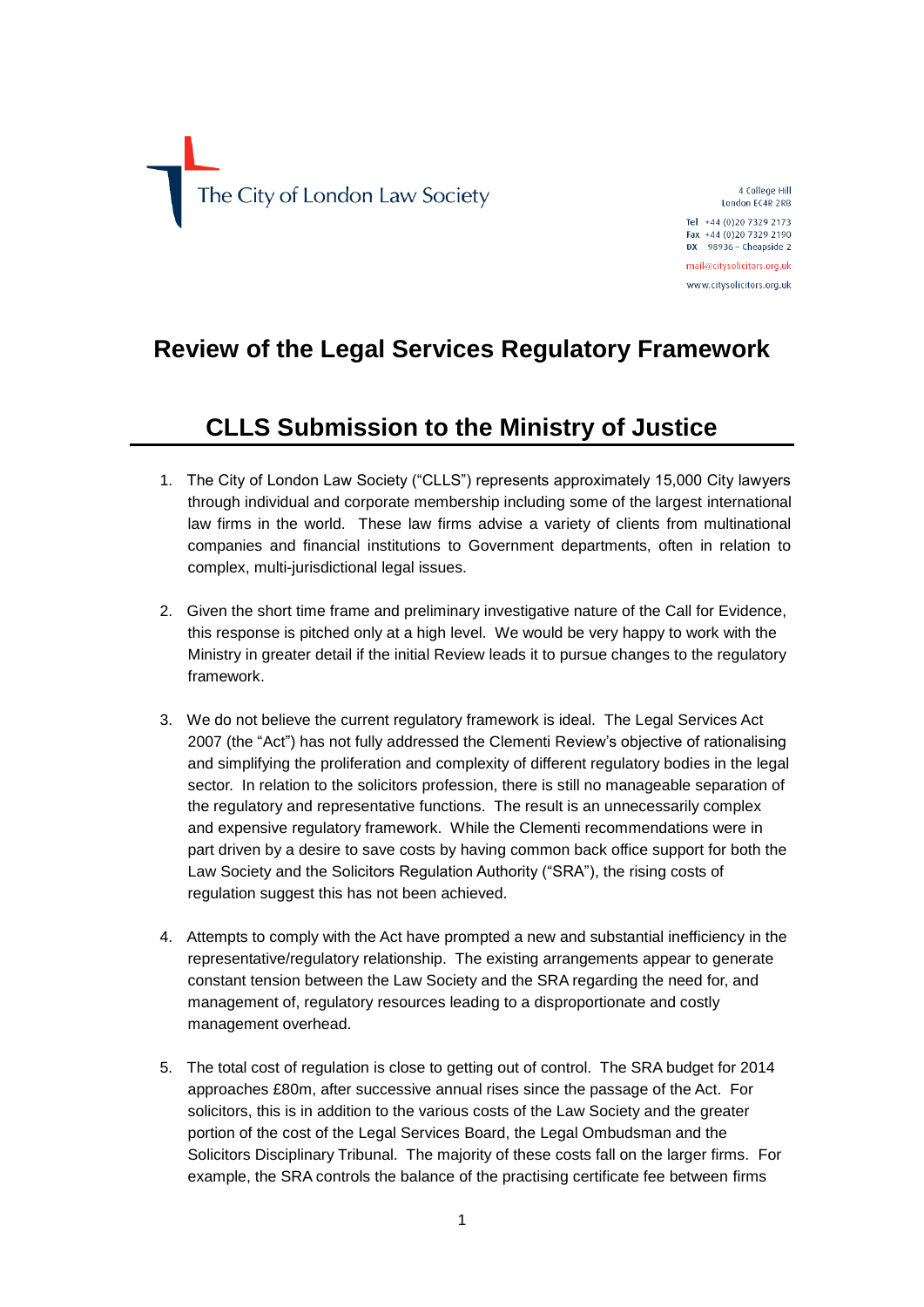The City of London Law Society

4 College Hill
London EC4R 2RB

Tel +44 (0)20 7329 2173
Fax +44 (0)20 7329 2190
DX 98936 – Cheapside 2

mail@citysolicitors.org.uk
www.citysolicitors.org.uk

# Review of the Legal Services Regulatory Framework

## CLLS Submission to the Ministry of Justice

1. The City of London Law Society ("CLLS") represents approximately 15,000 City lawyers through individual and corporate membership including some of the largest international law firms in the world. These law firms advise a variety of clients from multinational companies and financial institutions to Government departments, often in relation to complex, multi-jurisdictional legal issues.

2. Given the short time frame and preliminary investigative nature of the Call for Evidence, this response is pitched only at a high level. We would be very happy to work with the Ministry in greater detail if the initial Review leads it to pursue changes to the regulatory framework.

3. We do not believe the current regulatory framework is ideal. The Legal Services Act 2007 (the "Act") has not fully addressed the Clementi Review's objective of rationalising and simplifying the proliferation and complexity of different regulatory bodies in the legal sector. In relation to the solicitors profession, there is still no manageable separation of the regulatory and representative functions. The result is an unnecessarily complex and expensive regulatory framework. While the Clementi recommendations were in part driven by a desire to save costs by having common back office support for both the Law Society and the Solicitors Regulation Authority ("SRA"), the rising costs of regulation suggest this has not been achieved.

4. Attempts to comply with the Act have prompted a new and substantial inefficiency in the representative/regulatory relationship. The existing arrangements appear to generate constant tension between the Law Society and the SRA regarding the need for, and management of, regulatory resources leading to a disproportionate and costly management overhead.

5. The total cost of regulation is close to getting out of control. The SRA budget for 2014 approaches £80m, after successive annual rises since the passage of the Act. For solicitors, this is in addition to the various costs of the Law Society and the greater portion of the cost of the Legal Services Board, the Legal Ombudsman and the Solicitors Disciplinary Tribunal. The majority of these costs fall on the larger firms. For example, the SRA controls the balance of the practising certificate fee between firms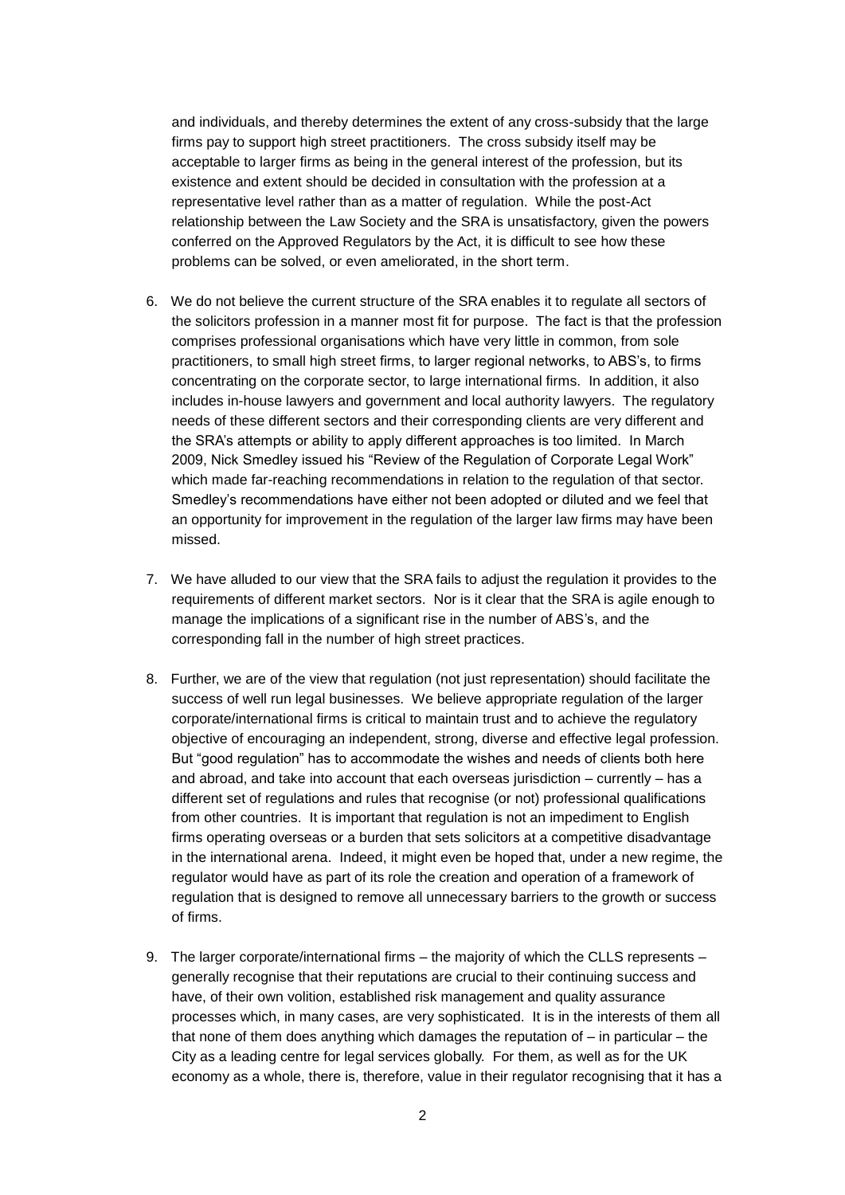and individuals, and thereby determines the extent of any cross-subsidy that the large firms pay to support high street practitioners. The cross subsidy itself may be acceptable to larger firms as being in the general interest of the profession, but its existence and extent should be decided in consultation with the profession at a representative level rather than as a matter of regulation. While the post-Act relationship between the Law Society and the SRA is unsatisfactory, given the powers conferred on the Approved Regulators by the Act, it is difficult to see how these problems can be solved, or even ameliorated, in the short term.

6. We do not believe the current structure of the SRA enables it to regulate all sectors of the solicitors profession in a manner most fit for purpose. The fact is that the profession comprises professional organisations which have very little in common, from sole practitioners, to small high street firms, to larger regional networks, to ABS's, to firms concentrating on the corporate sector, to large international firms. In addition, it also includes in-house lawyers and government and local authority lawyers. The regulatory needs of these different sectors and their corresponding clients are very different and the SRA's attempts or ability to apply different approaches is too limited. In March 2009, Nick Smedley issued his "Review of the Regulation of Corporate Legal Work" which made far-reaching recommendations in relation to the regulation of that sector. Smedley's recommendations have either not been adopted or diluted and we feel that an opportunity for improvement in the regulation of the larger law firms may have been missed.

7. We have alluded to our view that the SRA fails to adjust the regulation it provides to the requirements of different market sectors. Nor is it clear that the SRA is agile enough to manage the implications of a significant rise in the number of ABS's, and the corresponding fall in the number of high street practices.

8. Further, we are of the view that regulation (not just representation) should facilitate the success of well run legal businesses. We believe appropriate regulation of the larger corporate/international firms is critical to maintain trust and to achieve the regulatory objective of encouraging an independent, strong, diverse and effective legal profession. But "good regulation" has to accommodate the wishes and needs of clients both here and abroad, and take into account that each overseas jurisdiction – currently – has a different set of regulations and rules that recognise (or not) professional qualifications from other countries. It is important that regulation is not an impediment to English firms operating overseas or a burden that sets solicitors at a competitive disadvantage in the international arena. Indeed, it might even be hoped that, under a new regime, the regulator would have as part of its role the creation and operation of a framework of regulation that is designed to remove all unnecessary barriers to the growth or success of firms.

9. The larger corporate/international firms – the majority of which the CLLS represents – generally recognise that their reputations are crucial to their continuing success and have, of their own volition, established risk management and quality assurance processes which, in many cases, are very sophisticated. It is in the interests of them all that none of them does anything which damages the reputation of – in particular – the City as a leading centre for legal services globally. For them, as well as for the UK economy as a whole, there is, therefore, value in their regulator recognising that it has a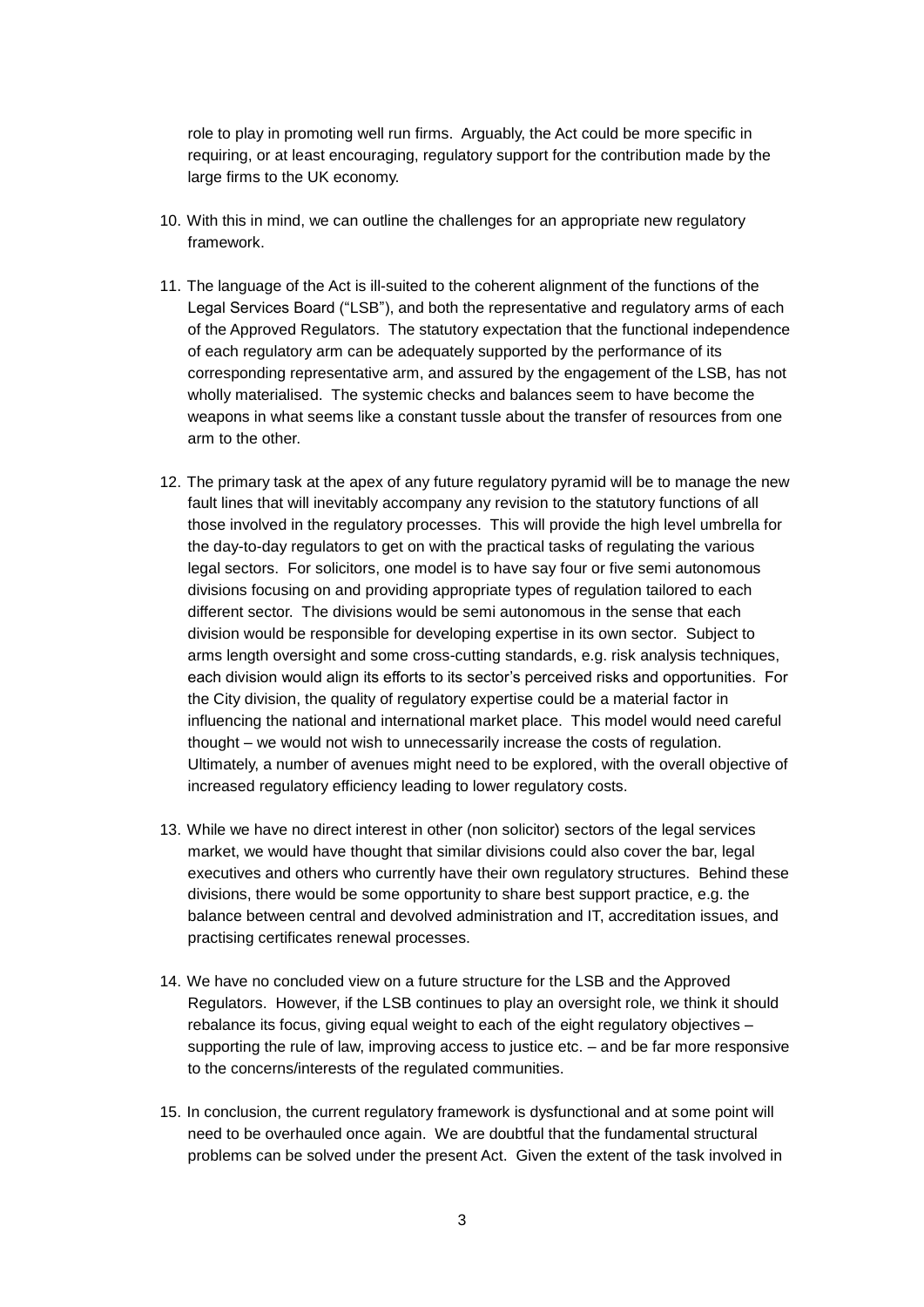role to play in promoting well run firms. Arguably, the Act could be more specific in requiring, or at least encouraging, regulatory support for the contribution made by the large firms to the UK economy.

10. With this in mind, we can outline the challenges for an appropriate new regulatory framework.

11. The language of the Act is ill-suited to the coherent alignment of the functions of the Legal Services Board ("LSB"), and both the representative and regulatory arms of each of the Approved Regulators. The statutory expectation that the functional independence of each regulatory arm can be adequately supported by the performance of its corresponding representative arm, and assured by the engagement of the LSB, has not wholly materialised. The systemic checks and balances seem to have become the weapons in what seems like a constant tussle about the transfer of resources from one arm to the other.

12. The primary task at the apex of any future regulatory pyramid will be to manage the new fault lines that will inevitably accompany any revision to the statutory functions of all those involved in the regulatory processes. This will provide the high level umbrella for the day-to-day regulators to get on with the practical tasks of regulating the various legal sectors. For solicitors, one model is to have say four or five semi autonomous divisions focusing on and providing appropriate types of regulation tailored to each different sector. The divisions would be semi autonomous in the sense that each division would be responsible for developing expertise in its own sector. Subject to arms length oversight and some cross-cutting standards, e.g. risk analysis techniques, each division would align its efforts to its sector's perceived risks and opportunities. For the City division, the quality of regulatory expertise could be a material factor in influencing the national and international market place. This model would need careful thought – we would not wish to unnecessarily increase the costs of regulation. Ultimately, a number of avenues might need to be explored, with the overall objective of increased regulatory efficiency leading to lower regulatory costs.

13. While we have no direct interest in other (non solicitor) sectors of the legal services market, we would have thought that similar divisions could also cover the bar, legal executives and others who currently have their own regulatory structures. Behind these divisions, there would be some opportunity to share best support practice, e.g. the balance between central and devolved administration and IT, accreditation issues, and practising certificates renewal processes.

14. We have no concluded view on a future structure for the LSB and the Approved Regulators. However, if the LSB continues to play an oversight role, we think it should rebalance its focus, giving equal weight to each of the eight regulatory objectives – supporting the rule of law, improving access to justice etc. – and be far more responsive to the concerns/interests of the regulated communities.

15. In conclusion, the current regulatory framework is dysfunctional and at some point will need to be overhauled once again. We are doubtful that the fundamental structural problems can be solved under the present Act. Given the extent of the task involved in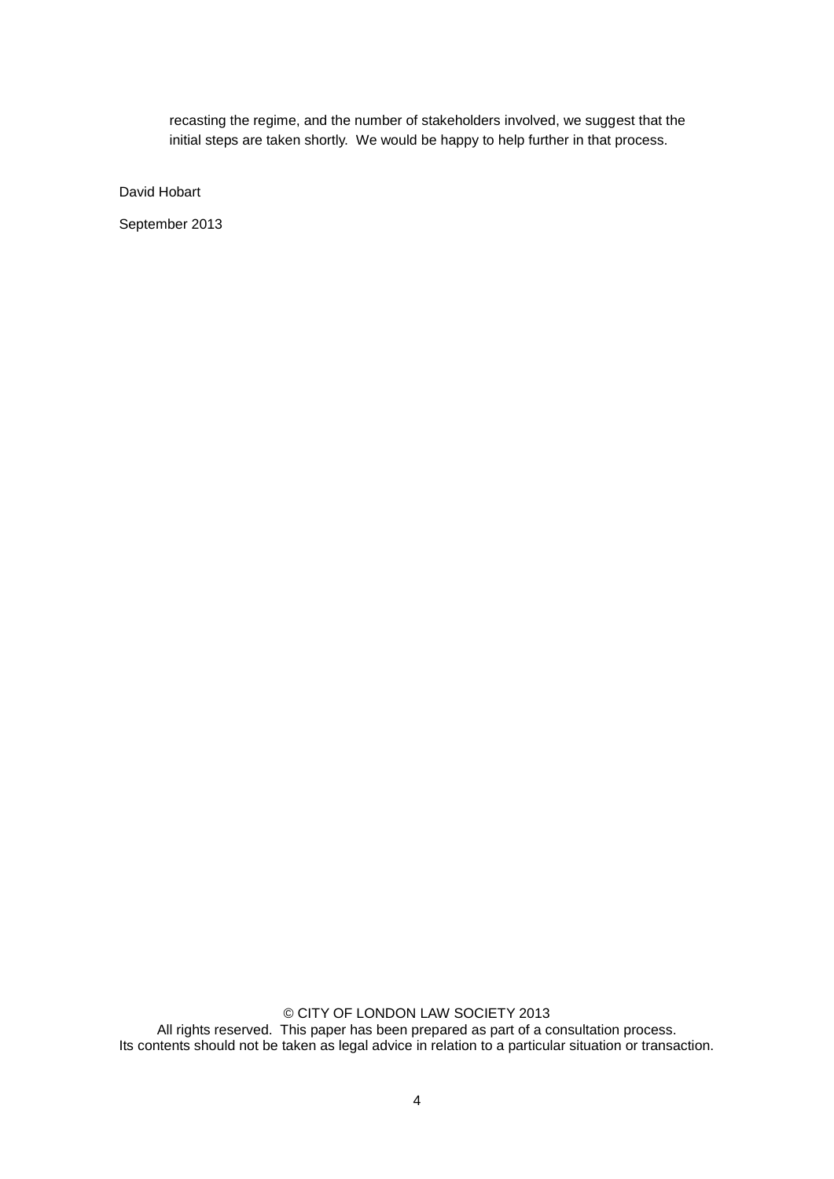recasting the regime, and the number of stakeholders involved, we suggest that the initial steps are taken shortly. We would be happy to help further in that process.

David Hobart

September 2013

© CITY OF LONDON LAW SOCIETY 2013
All rights reserved. This paper has been prepared as part of a consultation process.
Its contents should not be taken as legal advice in relation to a particular situation or transaction.